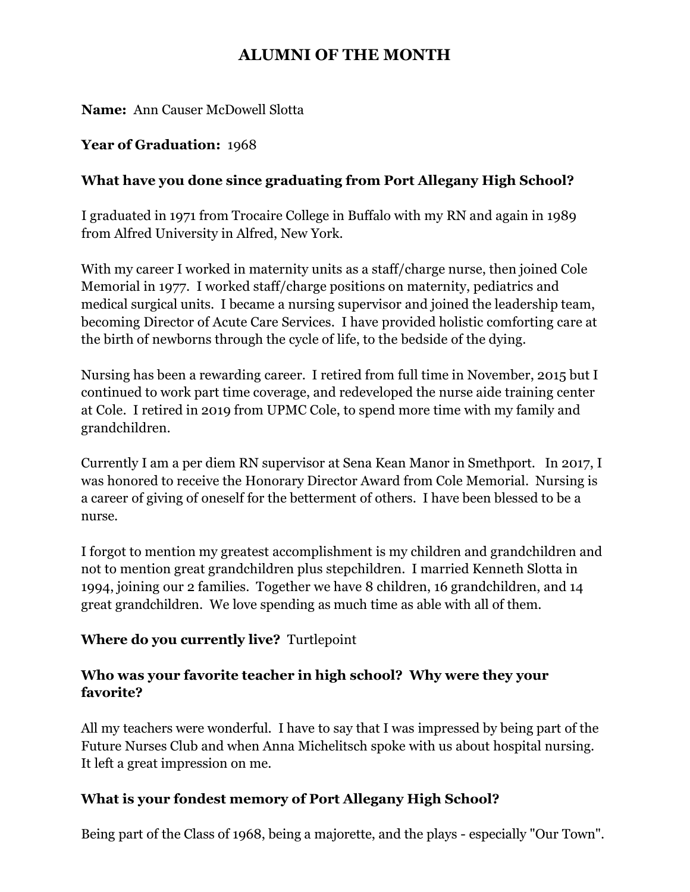# ALUMNI OF THE MONTH

**Name:** Ann Causer McDowell Slotta

**Year of Graduation:** 1968

**What have you done since graduating from Port Allegany High School?**

I graduated in 1971 from Trocaire College in Buffalo with my RN and again in 1989 from Alfred University in Alfred, New York.

With my career I worked in maternity units as a staff/charge nurse, then joined Cole Memorial in 1977. I worked staff/charge positions on maternity, pediatrics and medical surgical units. I became a nursing supervisor and joined the leadership team, becoming Director of Acute Care Services. I have provided holistic comforting care at the birth of newborns through the cycle of life, to the bedside of the dying.

Nursing has been a rewarding career. I retired from full time in November, 2015 but I continued to work part time coverage, and redeveloped the nurse aide training center at Cole. I retired in 2019 from UPMC Cole, to spend more time with my family and grandchildren.

Currently I am a per diem RN supervisor at Sena Kean Manor in Smethport. In 2017, I was honored to receive the Honorary Director Award from Cole Memorial. Nursing is a career of giving of oneself for the betterment of others. I have been blessed to be a nurse.

I forgot to mention my greatest accomplishment is my children and grandchildren and not to mention great grandchildren plus stepchildren. I married Kenneth Slotta in 1994, joining our 2 families. Together we have 8 children, 16 grandchildren, and 14 great grandchildren. We love spending as much time as able with all of them.

**Where do you currently live?** Turtlepoint

**Who was your favorite teacher in high school? Why were they your favorite?**

All my teachers were wonderful. I have to say that I was impressed by being part of the Future Nurses Club and when Anna Michelitsch spoke with us about hospital nursing. It left a great impression on me.

**What is your fondest memory of Port Allegany High School?**

Being part of the Class of 1968, being a majorette, and the plays - especially "Our Town".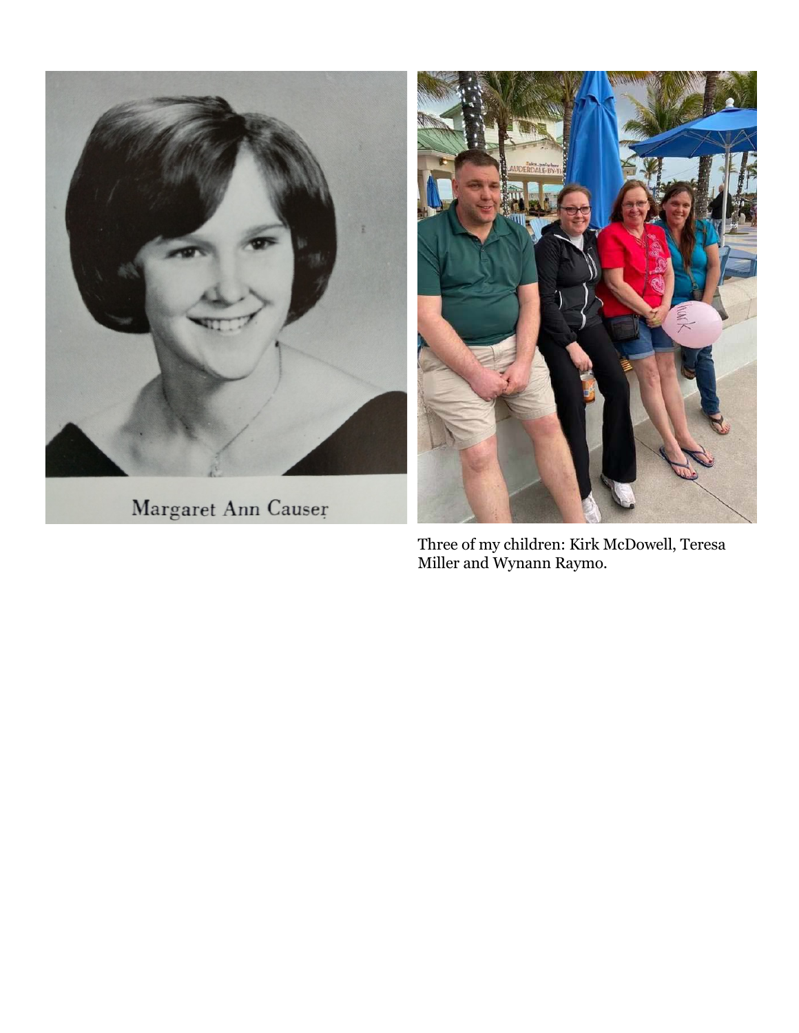Margaret Ann Causer

Three of my children: Kirk McDowell, Teresa Miller and Wynann Raymo.